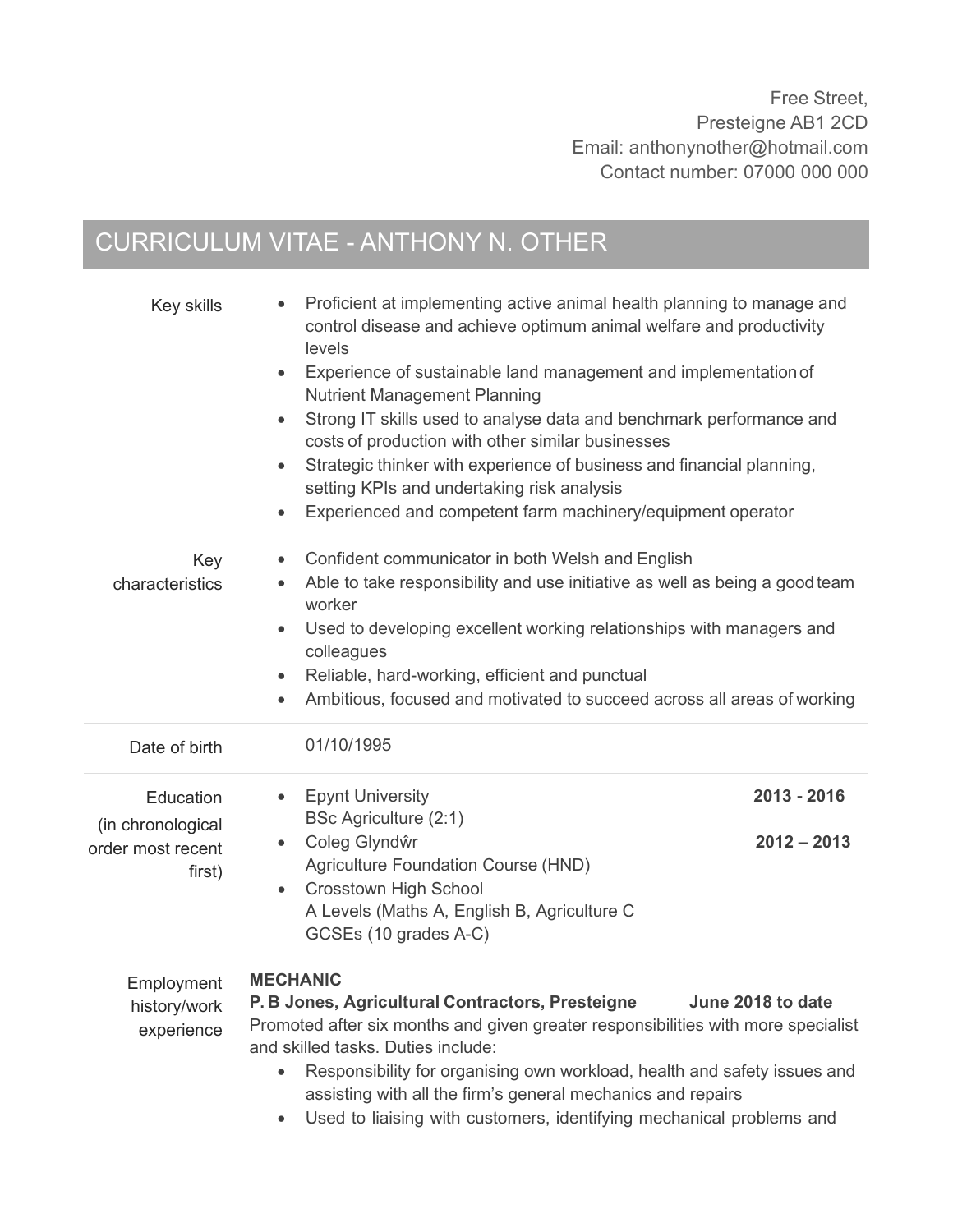Free Street,
Presteigne AB1 2CD
Email: anthonynother@hotmail.com
Contact number: 07000 000 000

# CURRICULUM VITAE - ANTHONY N. OTHER

## Key skills

- Proficient at implementing active animal health planning to manage and control disease and achieve optimum animal welfare and productivity levels
- Experience of sustainable land management and implementation of Nutrient Management Planning
- Strong IT skills used to analyse data and benchmark performance and costs of production with other similar businesses
- Strategic thinker with experience of business and financial planning, setting KPIs and undertaking risk analysis
- Experienced and competent farm machinery/equipment operator

## Key characteristics

- Confident communicator in both Welsh and English
- Able to take responsibility and use initiative as well as being a good team worker
- Used to developing excellent working relationships with managers and colleagues
- Reliable, hard-working, efficient and punctual
- Ambitious, focused and motivated to succeed across all areas of working

## Date of birth

01/10/1995

## Education (in chronological order most recent first)

- Epynt University **2013 - 2016**
  BSc Agriculture (2:1)
- Coleg Glyndŵr **2012 – 2013**
  Agriculture Foundation Course (HND)
- Crosstown High School
  A Levels (Maths A, English B, Agriculture C
  GCSEs (10 grades A-C)

## Employment history/work experience

**MECHANIC**
**P. B Jones, Agricultural Contractors, Presteigne June 2018 to date**

Promoted after six months and given greater responsibilities with more specialist and skilled tasks. Duties include:

- Responsibility for organising own workload, health and safety issues and assisting with all the firm's general mechanics and repairs
- Used to liaising with customers, identifying mechanical problems and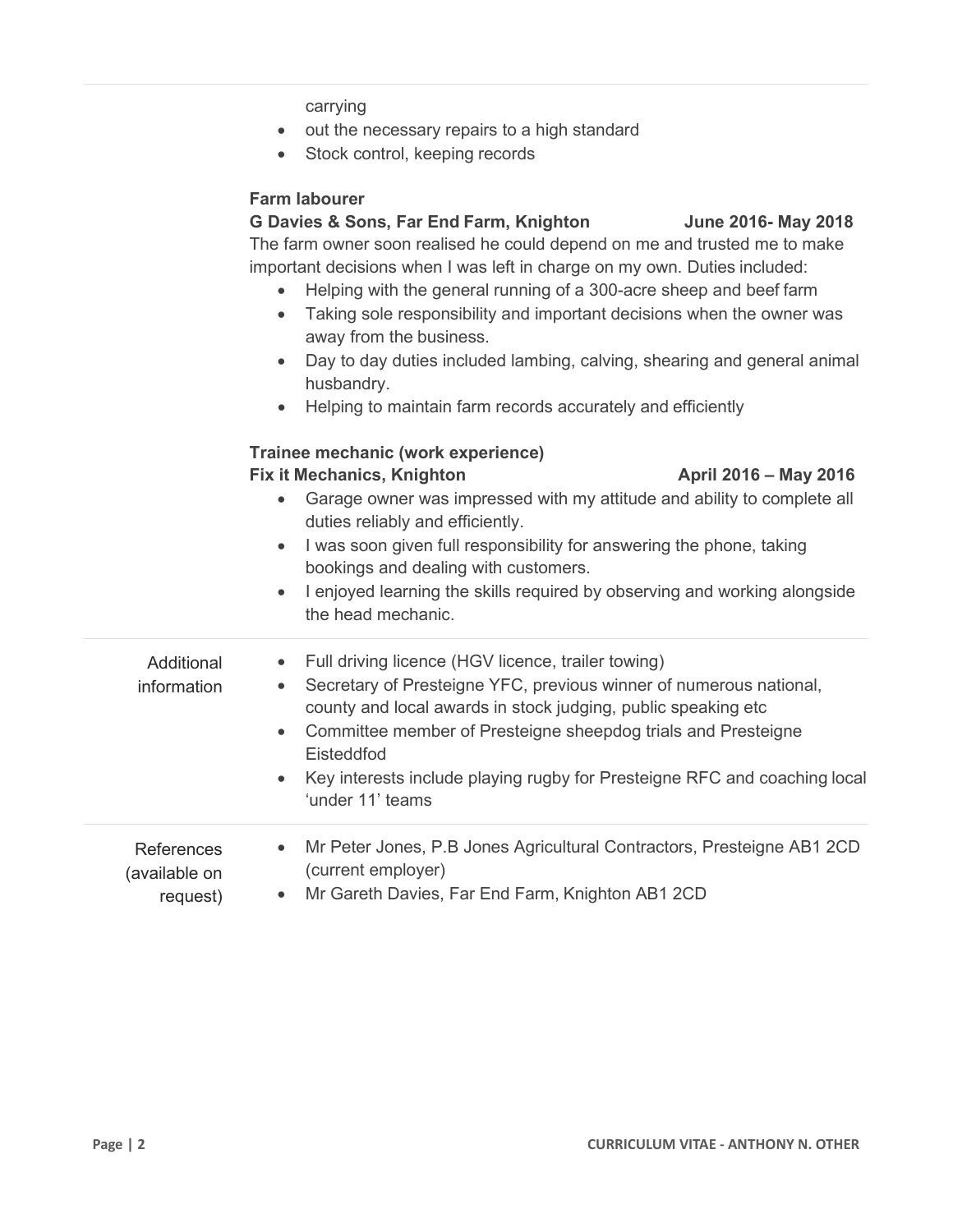carrying

- out the necessary repairs to a high standard
- Stock control, keeping records

**Farm labourer**
**G Davies & Sons, Far End Farm, Knighton June 2016- May 2018**

The farm owner soon realised he could depend on me and trusted me to make important decisions when I was left in charge on my own. Duties included:

- Helping with the general running of a 300-acre sheep and beef farm
- Taking sole responsibility and important decisions when the owner was away from the business.
- Day to day duties included lambing, calving, shearing and general animal husbandry.
- Helping to maintain farm records accurately and efficiently

**Trainee mechanic (work experience)**
**Fix it Mechanics, Knighton April 2016 – May 2016**

- Garage owner was impressed with my attitude and ability to complete all duties reliably and efficiently.
- I was soon given full responsibility for answering the phone, taking bookings and dealing with customers.
- I enjoyed learning the skills required by observing and working alongside the head mechanic.

## Additional information

- Full driving licence (HGV licence, trailer towing)
- Secretary of Presteigne YFC, previous winner of numerous national, county and local awards in stock judging, public speaking etc
- Committee member of Presteigne sheepdog trials and Presteigne Eisteddfod
- Key interests include playing rugby for Presteigne RFC and coaching local 'under 11' teams

## References (available on request)

- Mr Peter Jones, P.B Jones Agricultural Contractors, Presteigne AB1 2CD (current employer)
- Mr Gareth Davies, Far End Farm, Knighton AB1 2CD